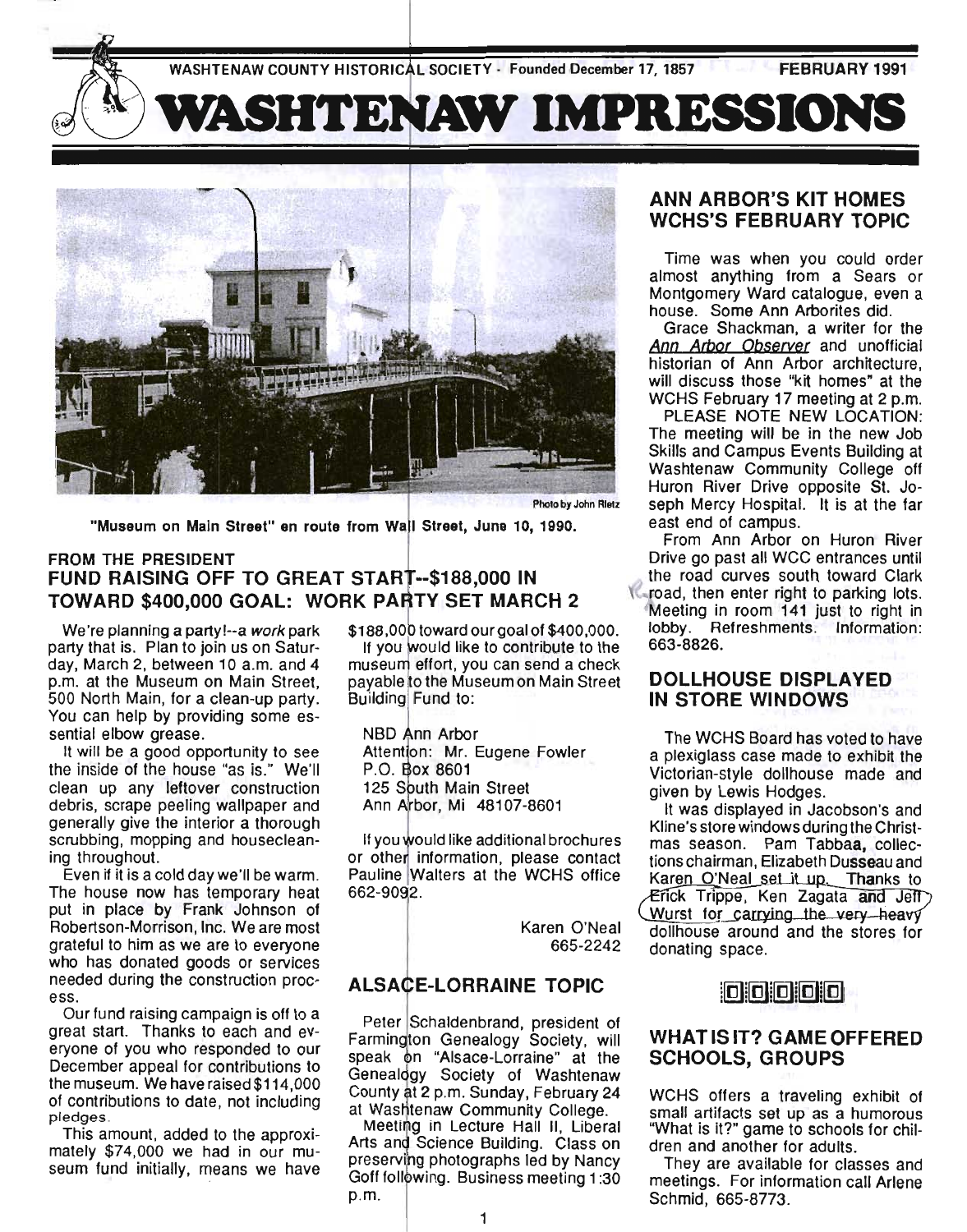WASHTENAW COUNTY HISTORICAL SOCIETY · Founded December 17, 1857 FEBRUARY 1991

# WASHTENAW IMPRESSIONS

Photo by John Rietz

"Museum on Main Street" en route from Wall Street, June 10, 1990.

## FROM THE PRESIDENT
## FUND RAISING OFF TO GREAT START--$188,000 IN TOWARD $400,000 GOAL: WORK PARTY SET MARCH 2

We're planning a party!--a *work* park party that is. Plan to join us on Saturday, March 2, between 10 a.m. and 4 p.m. at the Museum on Main Street, 500 North Main, for a clean-up party. You can help by providing some essential elbow grease.

It will be a good opportunity to see the inside of the house "as is." We'll clean up any leftover construction debris, scrape peeling wallpaper and generally give the interior a thorough scrubbing, mopping and housecleaning throughout.

Even if it is a cold day we'll be warm. The house now has temporary heat put in place by Frank Johnson of Robertson-Morrison, Inc. We are most grateful to him as we are to everyone who has donated goods or services needed during the construction process.

Our fund raising campaign is off to a great start. Thanks to each and everyone of you who responded to our December appeal for contributions to the museum. We have raised $114,000 of contributions to date, not including pledges.

This amount, added to the approximately $74,000 we had in our museum fund initially, means we have $188,000 toward our goal of $400,000.

If you would like to contribute to the museum effort, you can send a check payable to the Museum on Main Street Building Fund to:

NBD Ann Arbor
Attention: Mr. Eugene Fowler
P.O. Box 8601
125 South Main Street
Ann Arbor, Mi 48107-8601

If you would like additional brochures or other information, please contact Pauline Walters at the WCHS office 662-9092.

Karen O'Neal
665-2242

## ALSACE-LORRAINE TOPIC

Peter Schaldenbrand, president of Farmington Genealogy Society, will speak on "Alsace-Lorraine" at the Genealogy Society of Washtenaw County at 2 p.m. Sunday, February 24 at Washtenaw Community College.

Meeting in Lecture Hall II, Liberal Arts and Science Building. Class on preserving photographs led by Nancy Goff following. Business meeting 1:30 p.m.

## ANN ARBOR'S KIT HOMES WCHS'S FEBRUARY TOPIC

Time was when you could order almost anything from a Sears or Montgomery Ward catalogue, even a house. Some Ann Arborites did.

Grace Shackman, a writer for the *Ann Arbor Observer* and unofficial historian of Ann Arbor architecture, will discuss those "kit homes" at the WCHS February 17 meeting at 2 p.m.

PLEASE NOTE NEW LOCATION: The meeting will be in the new Job Skills and Campus Events Building at Washtenaw Community College off Huron River Drive opposite St. Joseph Mercy Hospital. It is at the far east end of campus.

From Ann Arbor on Huron River Drive go past all WCC entrances until the road curves south toward Clark road, then enter right to parking lots. Meeting in room 141 just to right in lobby. Refreshments. Information: 663-8826.

## DOLLHOUSE DISPLAYED IN STORE WINDOWS

The WCHS Board has voted to have a plexiglass case made to exhibit the Victorian-style dollhouse made and given by Lewis Hodges.

It was displayed in Jacobson's and Kline's store windows during the Christmas season. Pam Tabbaa, collections chairman, Elizabeth Dusseau and Karen O'Neal set it up. Thanks to Erick Trippe, Ken Zagata and Jeff Wurst for carrying the very heavy dollhouse around and the stores for donating space.

## WHAT IS IT? GAME OFFERED SCHOOLS, GROUPS

WCHS offers a traveling exhibit of small artifacts set up as a humorous "What is it?" game to schools for children and another for adults.

They are available for classes and meetings. For information call Arlene Schmid, 665-8773.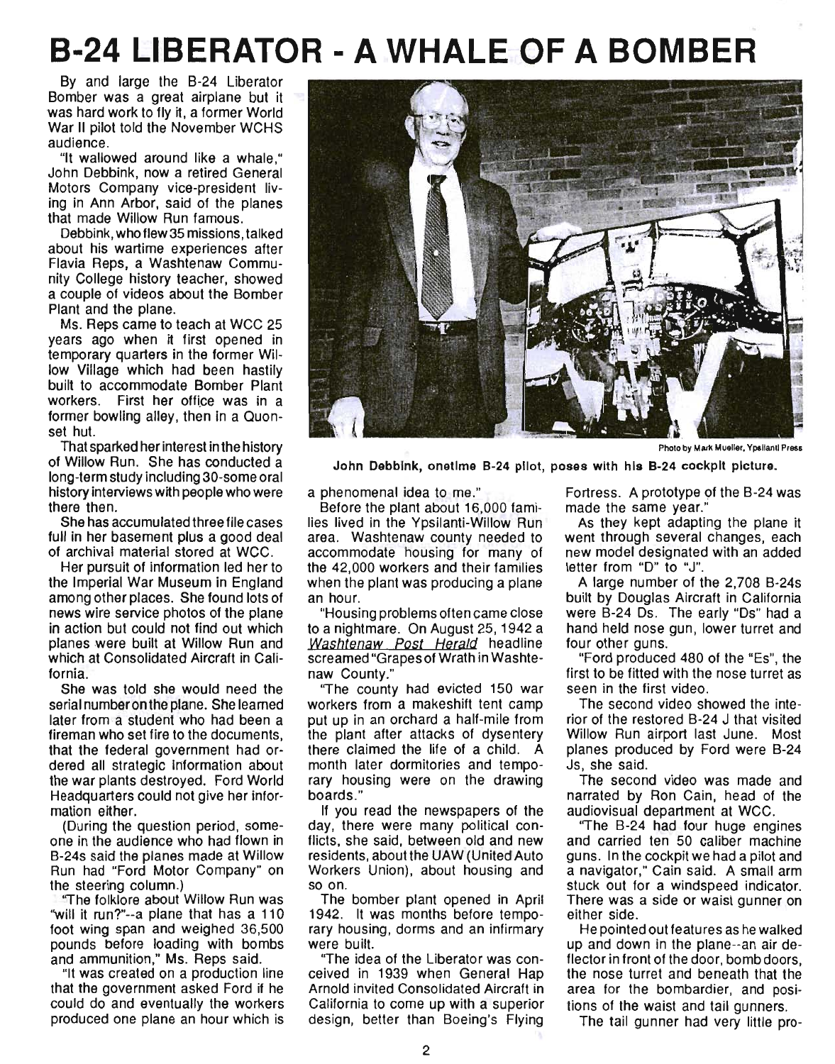# B-24 LIBERATOR - A WHALE OF A BOMBER

By and large the B-24 Liberator Bomber was a great airplane but it was hard work to fly it, a former World War II pilot told the November WCHS audience.

"It wallowed around like a whale," John Debbink, now a retired General Motors Company vice-president living in Ann Arbor, said of the planes that made Willow Run famous.

Debbink, who flew 35 missions, talked about his wartime experiences after Flavia Reps, a Washtenaw Community College history teacher, showed a couple of videos about the Bomber Plant and the plane.

Ms. Reps came to teach at WCC 25 years ago when it first opened in temporary quarters in the former Willow Village which had been hastily built to accommodate Bomber Plant workers. First her office was in a former bowling alley, then in a Quonset hut.

That sparked her interest in the history of Willow Run. She has conducted a long-term study including 30-some oral history interviews with people who were there then.

She has accumulated three file cases full in her basement plus a good deal of archival material stored at WCC.

Her pursuit of information led her to the Imperial War Museum in England among other places. She found lots of news wire service photos of the plane in action but could not find out which planes were built at Willow Run and which at Consolidated Aircraft in California.

She was told she would need the serial number on the plane. She learned later from a student who had been a fireman who set fire to the documents, that the federal government had ordered all strategic information about the war plants destroyed. Ford World Headquarters could not give her information either.

(During the question period, someone in the audience who had flown in B-24s said the planes made at Willow Run had "Ford Motor Company" on the steering column.)

"The folklore about Willow Run was "will it run?"--a plane that has a 110 foot wing span and weighed 36,500 pounds before loading with bombs and ammunition," Ms. Reps said.

"It was created on a production line that the government asked Ford if he could do and eventually the workers produced one plane an hour which is a phenomenal idea to me."

Photo by Mark Mueller, Ypsilanti Press

**John Debbink, onetime B-24 pilot, poses with his B-24 cockpit picture.**

Before the plant about 16,000 families lived in the Ypsilanti-Willow Run area. Washtenaw county needed to accommodate housing for many of the 42,000 workers and their families when the plant was producing a plane an hour.

"Housing problems often came close to a nightmare. On August 25, 1942 a _Washtenaw Post Herald_ headline screamed "Grapes of Wrath in Washtenaw County."

"The county had evicted 150 war workers from a makeshift tent camp put up in an orchard a half-mile from the plant after attacks of dysentery there claimed the life of a child. A month later dormitories and temporary housing were on the drawing boards."

If you read the newspapers of the day, there were many political conflicts, she said, between old and new residents, about the UAW (United Auto Workers Union), about housing and so on.

The bomber plant opened in April 1942. It was months before temporary housing, dorms and an infirmary were built.

"The idea of the Liberator was conceived in 1939 when General Hap Arnold invited Consolidated Aircraft in California to come up with a superior design, better than Boeing's Flying Fortress. A prototype of the B-24 was made the same year."

As they kept adapting the plane it went through several changes, each new model designated with an added letter from "D" to "J".

A large number of the 2,708 B-24s built by Douglas Aircraft in California were B-24 Ds. The early "Ds" had a hand held nose gun, lower turret and four other guns.

"Ford produced 480 of the "Es", the first to be fitted with the nose turret as seen in the first video.

The second video showed the interior of the restored B-24 J that visited Willow Run airport last June. Most planes produced by Ford were B-24 Js, she said.

The second video was made and narrated by Ron Cain, head of the audiovisual department at WCC.

"The B-24 had four huge engines and carried ten 50 caliber machine guns. In the cockpit we had a pilot and a navigator," Cain said. A small arm stuck out for a windspeed indicator. There was a side or waist gunner on either side.

He pointed out features as he walked up and down in the plane--an air deflector in front of the door, bomb doors, the nose turret and beneath that the area for the bombardier, and positions of the waist and tail gunners.

The tail gunner had very little pro-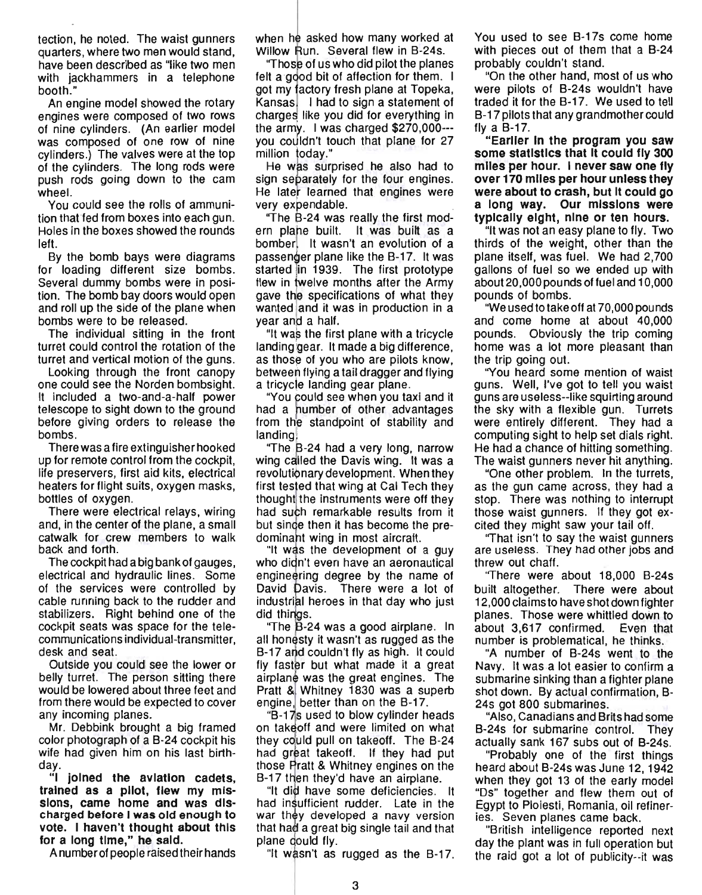tection, he noted. The waist gunners quarters, where two men would stand, have been described as "like two men with jackhammers in a telephone booth."

An engine model showed the rotary engines were composed of two rows of nine cylinders. (An earlier model was composed of one row of nine cylinders.) The valves were at the top of the cylinders. The long rods were push rods going down to the cam wheel.

You could see the rolls of ammunition that fed from boxes into each gun. Holes in the boxes showed the rounds left.

By the bomb bays were diagrams for loading different size bombs. Several dummy bombs were in position. The bomb bay doors would open and roll up the side of the plane when bombs were to be released.

The individual sitting in the front turret could control the rotation of the turret and vertical motion of the guns.

Looking through the front canopy one could see the Norden bombsight. It included a two-and-a-half power telescope to sight down to the ground before giving orders to release the bombs.

There was a fire extinguisher hooked up for remote control from the cockpit, life preservers, first aid kits, electrical heaters for flight suits, oxygen masks, bottles of oxygen.

There were electrical relays, wiring and, in the center of the plane, a small catwalk for crew members to walk back and forth.

The cockpit had a big bank of gauges, electrical and hydraulic lines. Some of the services were controlled by cable running back to the rudder and stabilizers. Right behind one of the cockpit seats was space for the telecommunications individual-transmitter, desk and seat.

Outside you could see the lower or belly turret. The person sitting there would be lowered about three feet and from there would be expected to cover any incoming planes.

Mr. Debbink brought a big framed color photograph of a B-24 cockpit his wife had given him on his last birthday.

**"I joined the aviation cadets, trained as a pilot, flew my missions, came home and was discharged before I was old enough to vote. I haven't thought about this for a long time," he said.**

A number of people raised their hands when he asked how many worked at Willow Run. Several flew in B-24s.

"Those of us who did pilot the planes felt a good bit of affection for them. I got my factory fresh plane at Topeka, Kansas. I had to sign a statement of charges like you did for everything in the army. I was charged $270,000---you couldn't touch that plane for 27 million today."

He was surprised he also had to sign separately for the four engines. He later learned that engines were very expendable.

"The B-24 was really the first modern plane built. It was built as a bomber. It wasn't an evolution of a passenger plane like the B-17. It was started in 1939. The first prototype flew in twelve months after the Army gave the specifications of what they wanted and it was in production in a year and a half.

"It was the first plane with a tricycle landing gear. It made a big difference, as those of you who are pilots know, between flying a tail dragger and flying a tricycle landing gear plane.

"You could see when you taxi and it had a number of other advantages from the standpoint of stability and landing.

"The B-24 had a very long, narrow wing called the Davis wing. It was a revolutionary development. When they first tested that wing at Cal Tech they thought the instruments were off they had such remarkable results from it but since then it has become the predominant wing in most aircraft.

"It was the development of a guy who didn't even have an aeronautical engineering degree by the name of David Davis. There were a lot of industrial heroes in that day who just did things.

"The B-24 was a good airplane. In all honesty it wasn't as rugged as the B-17 and couldn't fly as high. It could fly faster but what made it a great airplane was the great engines. The Pratt & Whitney 1830 was a superb engine, better than on the B-17.

"B-17s used to blow cylinder heads on takeoff and were limited on what they could pull on takeoff. The B-24 had great takeoff. If they had put those Pratt & Whitney engines on the B-17 then they'd have an airplane.

"It did have some deficiencies. It had insufficient rudder. Late in the war they developed a navy version that had a great big single tail and that plane could fly.

"It wasn't as rugged as the B-17. You used to see B-17s come home with pieces out of them that a B-24 probably couldn't stand.

"On the other hand, most of us who were pilots of B-24s wouldn't have traded it for the B-17. We used to tell B-17 pilots that any grandmother could fly a B-17.

**"Earlier in the program you saw some statistics that it could fly 300 miles per hour. I never saw one fly over 170 miles per hour unless they were about to crash, but it could go a long way. Our missions were typically eight, nine or ten hours.**

"It was not an easy plane to fly. Two thirds of the weight, other than the plane itself, was fuel. We had 2,700 gallons of fuel so we ended up with about 20,000 pounds of fuel and 10,000 pounds of bombs.

"We used to take off at 70,000 pounds and come home at about 40,000 pounds. Obviously the trip coming home was a lot more pleasant than the trip going out.

"You heard some mention of waist guns. Well, I've got to tell you waist guns are useless--like squirting around the sky with a flexible gun. Turrets were entirely different. They had a computing sight to help set dials right. He had a chance of hitting something. The waist gunners never hit anything.

"One other problem. In the turrets, as the gun came across, they had a stop. There was nothing to interrupt those waist gunners. If they got excited they might saw your tail off.

"That isn't to say the waist gunners are useless. They had other jobs and threw out chaff.

"There were about 18,000 B-24s built altogether. There were about 12,000 claims to have shot down fighter planes. Those were whittled down to about 3,617 confirmed. Even that number is problematical, he thinks.

"A number of B-24s went to the Navy. It was a lot easier to confirm a submarine sinking than a fighter plane shot down. By actual confirmation, B-24s got 800 submarines.

"Also, Canadians and Brits had some B-24s for submarine control. They actually sank 167 subs out of B-24s.

"Probably one of the first things heard about B-24s was June 12, 1942 when they got 13 of the early model "Ds" together and flew them out of Egypt to Ploiesti, Romania, oil refineries. Seven planes came back.

"British intelligence reported next day the plant was in full operation but the raid got a lot of publicity--it was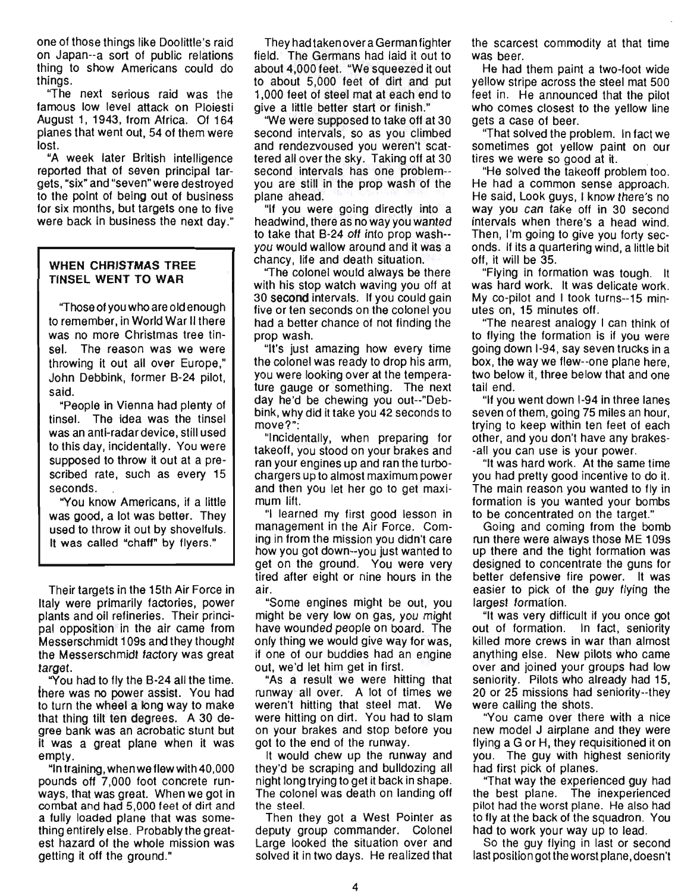one of those things like Doolittle's raid on Japan--a sort of public relations thing to show Americans could do things.

"The next serious raid was the famous low level attack on Ploiesti August 1, 1943, from Africa. Of 164 planes that went out, 54 of them were lost.

"A week later British intelligence reported that of seven principal targets, "six" and "seven" were destroyed to the point of being out of business for six months, but targets one to five were back in business the next day."

> **WHEN CHRISTMAS TREE TINSEL WENT TO WAR**
>
> "Those of you who are old enough to remember, in World War II there was no more Christmas tree tinsel. The reason was we were throwing it out all over Europe," John Debbink, former B-24 pilot, said.
>
> "People in Vienna had plenty of tinsel. The idea was the tinsel was an anti-radar device, still used to this day, incidentally. You were supposed to throw it out at a prescribed rate, such as every 15 seconds.
>
> "You know Americans, if a little was good, a lot was better. They used to throw it out by shovelfuls. It was called "chaff" by flyers."

Their targets in the 15th Air Force in Italy were primarily factories, power plants and oil refineries. Their principal opposition in the air came from Messerschmidt 109s and they thought the Messerschmidt factory was great target.

"You had to fly the B-24 all the time. There was no power assist. You had to turn the wheel a long way to make that thing tilt ten degrees. A 30 degree bank was an acrobatic stunt but it was a great plane when it was empty.

"In training, when we flew with 40,000 pounds off 7,000 foot concrete runways, that was great. When we got in combat and had 5,000 feet of dirt and a fully loaded plane that was something entirely else. Probably the greatest hazard of the whole mission was getting it off the ground."

They had taken over a German fighter field. The Germans had laid it out to about 4,000 feet. "We squeezed it out to about 5,000 feet of dirt and put 1,000 feet of steel mat at each end to give a little better start or finish."

"We were supposed to take off at 30 second intervals, so as you climbed and rendezvoused you weren't scattered all over the sky. Taking off at 30 second intervals has one problem--you are still in the prop wash of the plane ahead.

"If you were going directly into a headwind, there as no way you *wanted* to take that B-24 *off* into prop wash--*you* would wallow around and it was a chancy, life and death situation.

"The colonel would always be there with his stop watch waving you off at 30 second intervals. If you could gain five or ten seconds on the colonel you had a better chance of not finding the prop wash.

"It's just amazing how every time the colonel was ready to drop his arm, you were looking over at the temperature gauge or something. The next day he'd be chewing you out--"Debbink, why did it take you 42 seconds to move?":

"Incidentally, when preparing for takeoff, you stood on your brakes and ran your engines up and ran the turbochargers up to almost maximum power and then you let her go to get maximum lift.

"I learned my first good lesson in management in the Air Force. Coming in from the mission you didn't care how you got down--you just wanted to get on the ground. You were very tired after eight or nine hours in the air.

"Some engines might be out, you might be very low on gas, you might have wounded people on board. The only thing we would give way for was, if one of our buddies had an engine out, we'd let him get in first.

"As a result we were hitting that runway all over. A lot of times we weren't hitting that steel mat. We were hitting on dirt. You had to slam on your brakes and stop before you got to the end of the runway.

It would chew up the runway and they'd be scraping and bulldozing all night long trying to get it back in shape. The colonel was death on landing off the steel.

Then they got a West Pointer as deputy group commander. Colonel Large looked the situation over and solved it in two days. He realized that the scarcest commodity at that time was beer.

He had them paint a two-foot wide yellow stripe across the steel mat 500 feet in. He announced that the pilot who comes closest to the yellow line gets a case of beer.

"That solved the problem. In fact we sometimes got yellow paint on our tires we were so good at it.

"He solved the takeoff problem too. He had a common sense approach. He said, Look guys, I know *there's* no way you *can* take off in 30 second intervals when there's a head wind. Then, I'm going to give you forty seconds. If its a quartering wind, a little bit off, it will be 35.

"Flying in formation was tough. It was hard work. It was delicate work. My co-pilot and I took turns--15 minutes on, 15 minutes off.

"The nearest analogy I can think of to flying the formation is if you were going down I-94, say seven trucks in a box, the way we flew--one plane here, two below it, three below that and one tail end.

"If you went down I-94 in three lanes seven of them, going 75 miles an hour, trying to keep within ten feet of each other, and you don't have any brakes--all you can use is your power.

"It was hard work. At the same time you had pretty good incentive to do it. The main reason you wanted to fly in formation is you wanted your bombs to be concentrated on the target."

Going and coming from the bomb run there were always those ME 109s up there and the tight formation was designed to concentrate the guns for better defensive fire power. It was easier to pick of the *guy flying* the largest *formation*.

"It was very difficult if you once got out of formation. In fact, seniority killed more crews in war than almost anything else. New pilots who came over and joined your groups had low seniority. Pilots who already had 15, 20 or 25 missions had seniority--they were calling the shots.

"You came over there with a nice new model J airplane and they were flying a G or H, they requisitioned it on you. The guy with highest seniority had first pick of planes.

"That way the experienced guy had the best plane. The inexperienced pilot had the worst plane. He also had to fly at the back of the squadron. You had to work your way up to lead.

So the guy flying in last or second last position got the worst plane, doesn't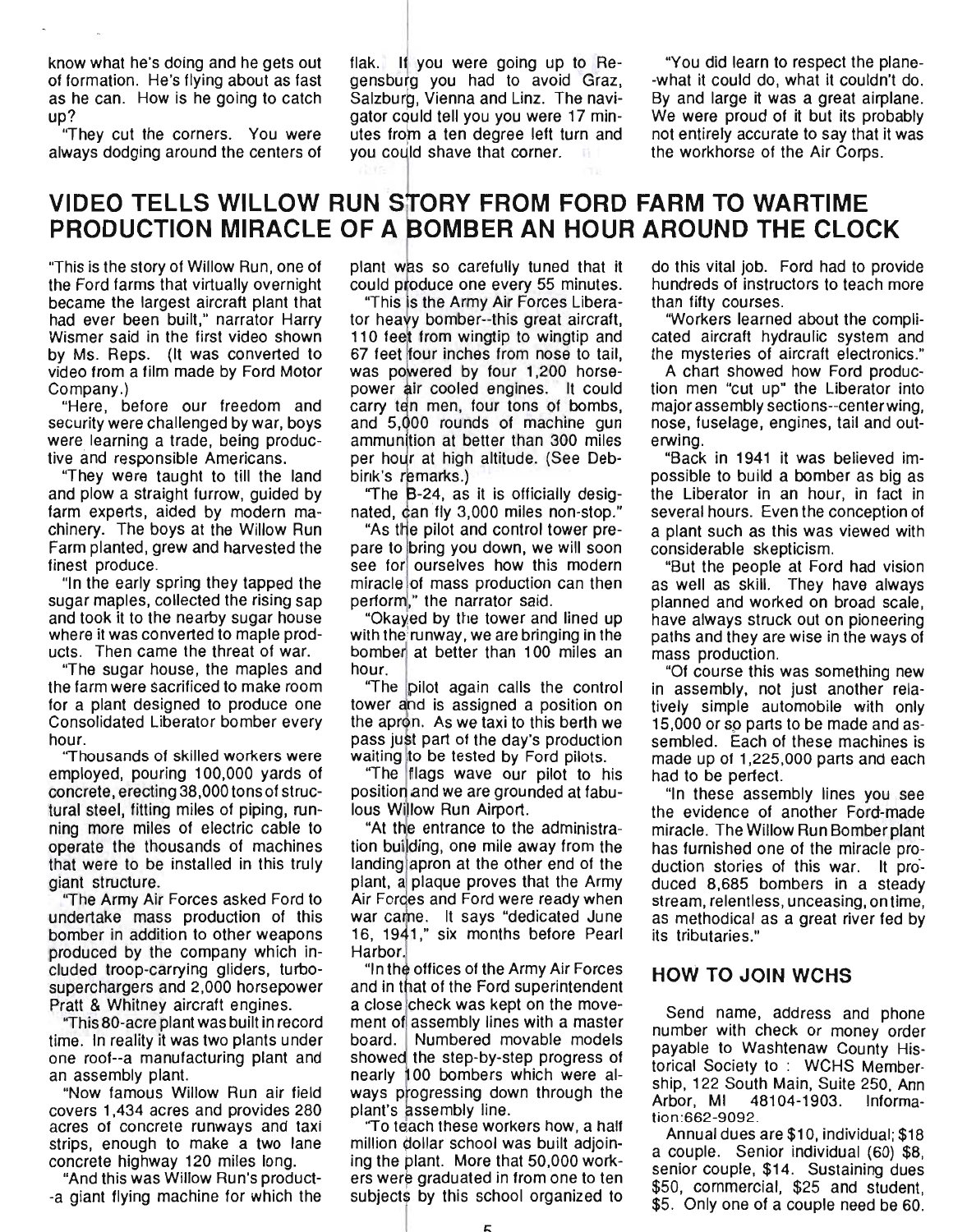know what he's doing and he gets out of formation. He's flying about as fast as he can. How is he going to catch up?

"They cut the corners. You were always dodging around the centers of flak. If you were going up to Regensburg you had to avoid Graz, Salzburg, Vienna and Linz. The navigator could tell you you were 17 minutes from a ten degree left turn and you could shave that corner.

"You did learn to respect the plane--what it could do, what it couldn't do. By and large it was a great airplane. We were proud of it but its probably not entirely accurate to say that it was the workhorse of the Air Corps.

## VIDEO TELLS WILLOW RUN STORY FROM FORD FARM TO WARTIME PRODUCTION MIRACLE OF A BOMBER AN HOUR AROUND THE CLOCK

"This is the story of Willow Run, one of the Ford farms that virtually overnight became the largest aircraft plant that had ever been built," narrator Harry Wismer said in the first video shown by Ms. Reps. (It was converted to video from a film made by Ford Motor Company.)

"Here, before our freedom and security were challenged by war, boys were learning a trade, being productive and responsible Americans.

"They were taught to till the land and plow a straight furrow, guided by farm experts, aided by modern machinery. The boys at the Willow Run Farm planted, grew and harvested the finest produce.

"In the early spring they tapped the sugar maples, collected the rising sap and took it to the nearby sugar house where it was converted to maple products. Then came the threat of war.

"The sugar house, the maples and the farm were sacrificed to make room for a plant designed to produce one Consolidated Liberator bomber every hour.

"Thousands of skilled workers were employed, pouring 100,000 yards of concrete, erecting 38,000 tons of structural steel, fitting miles of piping, running more miles of electric cable to operate the thousands of machines that were to be installed in this truly giant structure.

"The Army Air Forces asked Ford to undertake mass production of this bomber in addition to other weapons produced by the company which included troop-carrying gliders, turbo-superchargers and 2,000 horsepower Pratt & Whitney aircraft engines.

"This 80-acre plant was built in record time. In reality it was two plants under one roof--a manufacturing plant and an assembly plant.

"Now famous Willow Run air field covers 1,434 acres and provides 280 acres of concrete runways and taxi strips, enough to make a two lane concrete highway 120 miles long.

"And this was Willow Run's product--a giant flying machine for which the plant was so carefully tuned that it could produce one every 55 minutes.

"This is the Army Air Forces Liberator heavy bomber--this great aircraft, 110 feet from wingtip to wingtip and 67 feet four inches from nose to tail, was powered by four 1,200 horsepower air cooled engines. It could carry ten men, four tons of bombs, and 5,000 rounds of machine gun ammunition at better than 300 miles per hour at high altitude. (See Debbink's remarks.)

"The B-24, as it is officially designated, can fly 3,000 miles non-stop."

"As the pilot and control tower prepare to bring you down, we will soon see for ourselves how this modern miracle of mass production can then perform," the narrator said.

"Okayed by the tower and lined up with the runway, we are bringing in the bomber at better than 100 miles an hour.

"The pilot again calls the control tower and is assigned a position on the apron. As we taxi to this berth we pass just part of the day's production waiting to be tested by Ford pilots.

"The flags wave our pilot to his position and we are grounded at fabulous Willow Run Airport.

"At the entrance to the administration building, one mile away from the landing apron at the other end of the plant, a plaque proves that the Army Air Forces and Ford were ready when war came. It says "dedicated June 16, 1941," six months before Pearl Harbor.

"In the offices of the Army Air Forces and in that of the Ford superintendent a close check was kept on the movement of assembly lines with a master board. Numbered movable models showed the step-by-step progress of nearly 100 bombers which were always progressing down through the plant's assembly line.

"To teach these workers how, a half million dollar school was built adjoining the plant. More that 50,000 workers were graduated in from one to ten subjects by this school organized to do this vital job. Ford had to provide hundreds of instructors to teach more than fifty courses.

"Workers learned about the complicated aircraft hydraulic system and the mysteries of aircraft electronics."

A chart showed how Ford production men "cut up" the Liberator into major assembly sections--center wing, nose, fuselage, engines, tail and outerwing.

"Back in 1941 it was believed impossible to build a bomber as big as the Liberator in an hour, in fact in several hours. Even the conception of a plant such as this was viewed with considerable skepticism.

"But the people at Ford had vision as well as skill. They have always planned and worked on broad scale, have always struck out on pioneering paths and they are wise in the ways of mass production.

"Of course this was something new in assembly, not just another relatively simple automobile with only 15,000 or so parts to be made and assembled. Each of these machines is made up of 1,225,000 parts and each had to be perfect.

"In these assembly lines you see the evidence of another Ford-made miracle. The Willow Run Bomber plant has furnished one of the miracle production stories of this war. It produced 8,685 bombers in a steady stream, relentless, unceasing, on time, as methodical as a great river fed by its tributaries."

### HOW TO JOIN WCHS

Send name, address and phone number with check or money order payable to Washtenaw County Historical Society to : WCHS Membership, 122 South Main, Suite 250, Ann Arbor, MI 48104-1903. Information:662-9092.

Annual dues are $10, individual; $18 a couple. Senior individual (60) $8, senior couple, $14. Sustaining dues $50, commercial, $25 and student, $5. Only one of a couple need be 60.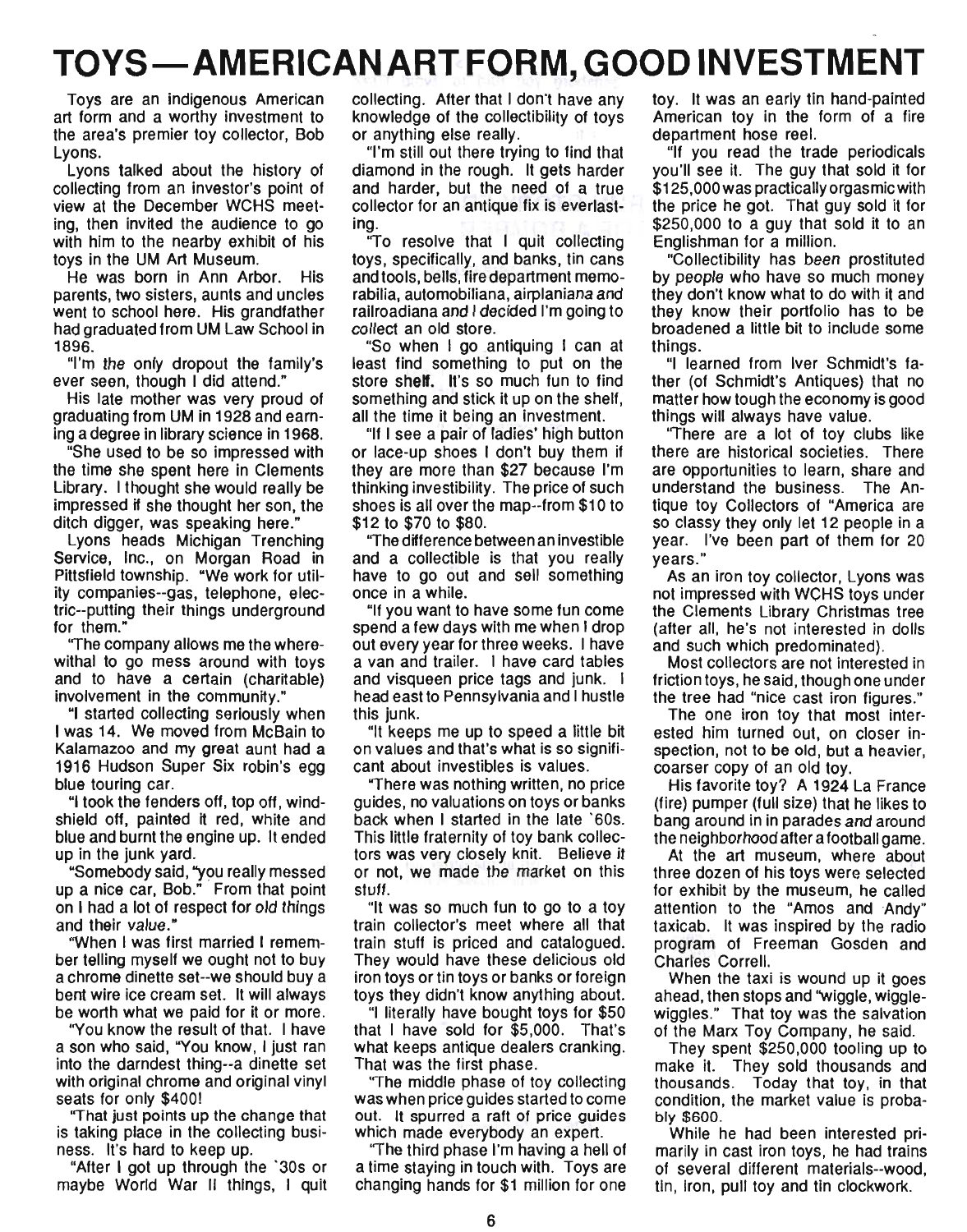# TOYS — AMERICAN ART FORM, GOOD INVESTMENT

Toys are an indigenous American art form and a worthy investment to the area's premier toy collector, Bob Lyons.

Lyons talked about the history of collecting from an investor's point of view at the December WCHS meeting, then invited the audience to go with him to the nearby exhibit of his toys in the UM Art Museum.

He was born in Ann Arbor. His parents, two sisters, aunts and uncles went to school here. His grandfather had graduated from UM Law School in 1896.

"I'm *the* only dropout the family's ever seen, though I did attend."

His late mother was very proud of graduating from UM in 1928 and earning a degree in library science in 1968.

"She used to be so impressed with the time she spent here in Clements Library. I thought she would really be impressed if she thought her son, the ditch digger, was speaking here."

Lyons heads Michigan Trenching Service, Inc., on Morgan Road in Pittsfield township. "We work for utility companies--gas, telephone, electric--putting their things underground for them."

"The company allows me the wherewithal to go mess around with toys and to have a certain (charitable) involvement in the community."

"I started collecting seriously when I was 14. We moved from McBain to Kalamazoo and my great aunt had a 1916 Hudson Super Six robin's egg blue touring car.

"I took the fenders off, top off, windshield off, painted it red, white and blue and burnt the engine up. It ended up in the junk yard.

"Somebody said, 'you really messed up a nice car, Bob.' From that point on I had a lot of respect for *old things* and their *value*."

"When I was first married I remember telling myself we ought not to buy a chrome dinette set--we should buy a bent wire ice cream set. It will always be worth what we paid for it or more.

"You know the result of that. I have a son who said, 'You know, I just ran into the darndest thing--a dinette set with original chrome and original vinyl seats for only $400!

"That just points up the change that is taking place in the collecting business. It's hard to keep up.

"After I got up through the '30s or maybe World War II things, I quit collecting. After that I don't have any knowledge of the collectibility of toys or anything else really.

"I'm still out there trying to find that diamond in the rough. It gets harder and harder, but the need of a true collector for an antique fix is everlasting.

"To resolve that I quit collecting toys, specifically, and banks, tin cans and tools, bells, fire department memorabilia, automobiliana, airplaniana and railroadiana and I decided I'm going to *collect* an old store.

"So when I go antiquing I can at least find something to put on the store shelf. It's so much fun to find something and stick it up on the shelf, all the time it being an investment.

"If I see a pair of ladies' high button or lace-up shoes I don't buy them if they are more than $27 because I'm thinking investibility. The price of such shoes is all over the map--from $10 to $12 to $70 to $80.

"The difference between an investible and a collectible is that you really have to go out and sell something once in a while.

"If you want to have some fun come spend a few days with me when I drop out every year for three weeks. I have a van and trailer. I have card tables and visqueen price tags and junk. I head east to Pennsylvania and I hustle this junk.

"It keeps me up to speed a little bit on values and that's what is so significant about investibles is values.

"There was nothing written, no price guides, no valuations on toys or banks back when I started in the late '60s. This little fraternity of toy bank collectors was very closely knit. Believe it or not, we made the market on this stuff.

"It was so much fun to go to a toy train collector's meet where all that train stuff is priced and catalogued. They would have these delicious old iron toys or tin toys or banks or foreign toys they didn't know anything about.

"I literally have bought toys for $50 that I have sold for $5,000. That's what keeps antique dealers cranking. That was the first phase.

"The middle phase of toy collecting was when price guides started to come out. It spurred a raft of price guides which made everybody an expert.

"The third phase I'm having a hell of a time staying in touch with. Toys are changing hands for $1 million for one toy. It was an early tin hand-painted American toy in the form of a fire department hose reel.

"If you read the trade periodicals you'll see it. The guy that sold it for $125,000 was practically orgasmic with the price he got. That guy sold it for $250,000 to a guy that sold it to an Englishman for a million.

"Collectibility has *been* prostituted by *people* who have so much money they don't know what to do with it and they know their portfolio has to be broadened a little bit to include some things.

"I learned from Iver Schmidt's father (of Schmidt's Antiques) that no matter how tough the economy is good things will always have value.

"There are a lot of toy clubs like there are historical societies. There are opportunities to learn, share and understand the business. The Antique toy Collectors of "America are so classy they only let 12 people in a year. I've been part of them for 20 years."

As an iron toy collector, Lyons was not impressed with WCHS toys under the Clements Library Christmas tree (after all, he's not interested in dolls and such which predominated).

Most collectors are not interested in friction toys, he said, though one under the tree had "nice cast iron figures."

The one iron toy that most interested him turned out, on closer inspection, not to be old, but a heavier, coarser copy of an old toy.

His favorite toy? A 1924 La France (fire) pumper (full size) that he likes to bang around in in parades and around the neighborhood after a football game.

At the art museum, where about three dozen of his toys were selected for exhibit by the museum, he called attention to the "Amos and Andy" taxicab. It was inspired by the radio program of Freeman Gosden and Charles Correll.

When the taxi is wound up it goes ahead, then stops and "wiggle, wiggle-wiggles." That toy was the salvation of the Marx Toy Company, he said.

They spent $250,000 tooling up to make it. They sold thousands and thousands. Today that toy, in that condition, the market value is probably $600.

While he had been interested primarily in cast iron toys, he had trains of several different materials--wood, tin, iron, pull toy and tin clockwork.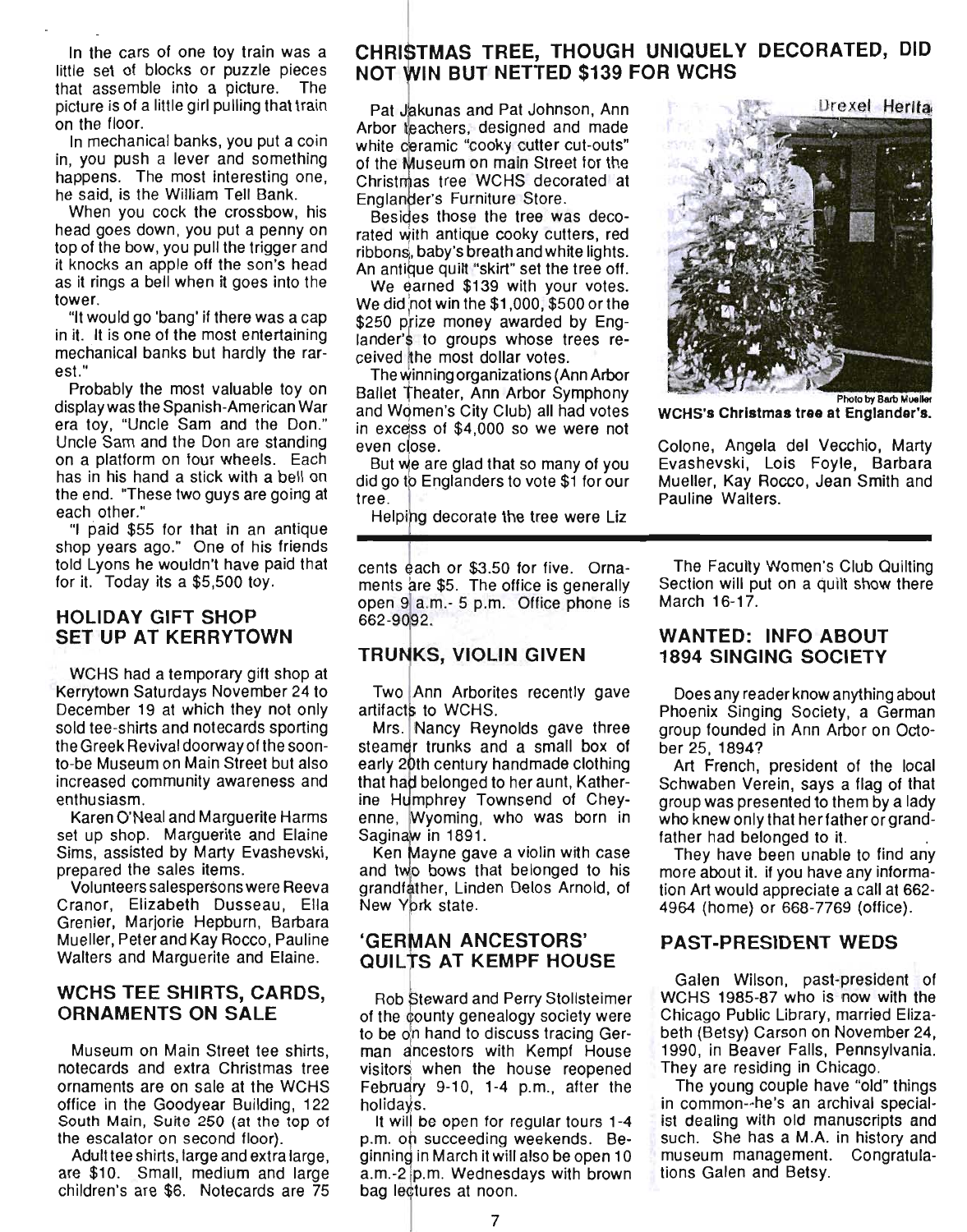In the cars of one toy train was a little set of blocks or puzzle pieces that assemble into a picture. The picture is of a little girl pulling that train on the floor.

In mechanical banks, you put a coin in, you push a lever and something happens. The most interesting one, he said, is the William Tell Bank.

When you cock the crossbow, his head goes down, you put a penny on top of the bow, you pull the trigger and it knocks an apple off the son's head as it rings a bell when it goes into the tower.

"It would go 'bang' if there was a cap in it. It is one of the most entertaining mechanical banks but hardly the rarest."

Probably the most valuable toy on display was the Spanish-American War era toy, "Uncle Sam and the Don." Uncle Sam and the Don are standing on a platform on four wheels. Each has in his hand a stick with a bell on the end. "These two guys are going at each other."

"I paid $55 for that in an antique shop years ago." One of his friends told Lyons he wouldn't have paid that for it. Today its a $5,500 toy.

## HOLIDAY GIFT SHOP SET UP AT KERRYTOWN

WCHS had a temporary gift shop at Kerrytown Saturdays November 24 to December 19 at which they not only sold tee-shirts and notecards sporting the Greek Revival doorway of the soon-to-be Museum on Main Street but also increased community awareness and enthusiasm.

Karen O'Neal and Marguerite Harms set up shop. Marguerite and Elaine Sims, assisted by Marty Evashevski, prepared the sales items.

Volunteers salespersons were Reeva Cranor, Elizabeth Dusseau, Ella Grenier, Marjorie Hepburn, Barbara Mueller, Peter and Kay Rocco, Pauline Walters and Marguerite and Elaine.

## WCHS TEE SHIRTS, CARDS, ORNAMENTS ON SALE

Museum on Main Street tee shirts, notecards and extra Christmas tree ornaments are on sale at the WCHS office in the Goodyear Building, 122 South Main, Suite 250 (at the top of the escalator on second floor).

Adult tee shirts, large and extra large, are $10. Small, medium and large children's are $6. Notecards are 75 cents each or $3.50 for five. Ornaments are $5. The office is generally open 9 a.m.- 5 p.m. Office phone is 662-9092.

## CHRISTMAS TREE, THOUGH UNIQUELY DECORATED, DID NOT WIN BUT NETTED $139 FOR WCHS

Pat Jakunas and Pat Johnson, Ann Arbor teachers, designed and made white ceramic "cooky cutter cut-outs" of the Museum on main Street for the Christmas tree WCHS decorated at Englander's Furniture Store.

Besides those the tree was decorated with antique cooky cutters, red ribbons, baby's breath and white lights. An antique quilt "skirt" set the tree off.

We earned $139 with your votes. We did not win the $1,000, $500 or the $250 prize money awarded by Englander's to groups whose trees received the most dollar votes.

The winning organizations (Ann Arbor Ballet Theater, Ann Arbor Symphony and Women's City Club) all had votes in excess of $4,000 so we were not even close.

But we are glad that so many of you did go to Englanders to vote $1 for our tree.

Helping decorate the tree were Liz Colone, Angela del Vecchio, Marty Evashevski, Lois Foyle, Barbara Mueller, Kay Rocco, Jean Smith and Pauline Walters.

Photo by Barb Mueller

**WCHS's Christmas tree at Englander's.**

## TRUNKS, VIOLIN GIVEN

Two Ann Arborites recently gave artifacts to WCHS.

Mrs. Nancy Reynolds gave three steamer trunks and a small box of early 20th century handmade clothing that had belonged to her aunt, Katherine Humphrey Townsend of Cheyenne, Wyoming, who was born in Saginaw in 1891.

Ken Mayne gave a violin with case and two bows that belonged to his grandfather, Linden Delos Arnold, of New York state.

## 'GERMAN ANCESTORS' QUILTS AT KEMPF HOUSE

Rob Steward and Perry Stollsteimer of the county genealogy society were to be on hand to discuss tracing German ancestors with Kempf House visitors when the house reopened February 9-10, 1-4 p.m., after the holidays.

It will be open for regular tours 1-4 p.m. on succeeding weekends. Beginning in March it will also be open 10 a.m.-2 p.m. Wednesdays with brown bag lectures at noon.

The Faculty Women's Club Quilting Section will put on a quilt show there March 16-17.

## WANTED: INFO ABOUT 1894 SINGING SOCIETY

Does any reader know anything about Phoenix Singing Society, a German group founded in Ann Arbor on October 25, 1894?

Art French, president of the local Schwaben Verein, says a flag of that group was presented to them by a lady who knew only that her father or grandfather had belonged to it.

They have been unable to find any more about it. If you have any information Art would appreciate a call at 662-4964 (home) or 668-7769 (office).

## PAST-PRESIDENT WEDS

Galen Wilson, past-president of WCHS 1985-87 who is now with the Chicago Public Library, married Elizabeth (Betsy) Carson on November 24, 1990, in Beaver Falls, Pennsylvania. They are residing in Chicago.

The young couple have "old" things in common--he's an archival specialist dealing with old manuscripts and such. She has a M.A. in history and museum management. Congratulations Galen and Betsy.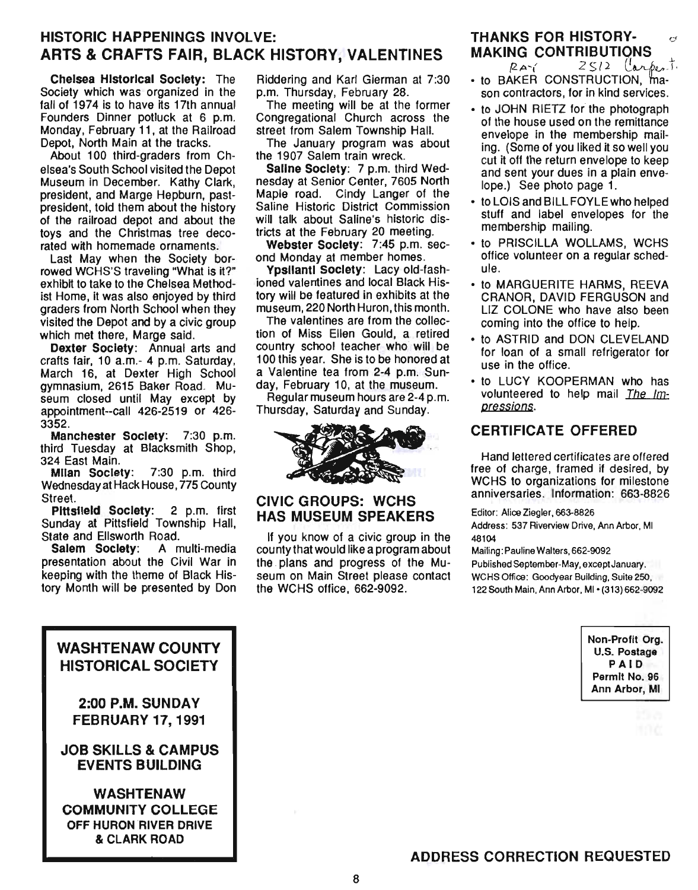## HISTORIC HAPPENINGS INVOLVE: ARTS & CRAFTS FAIR, BLACK HISTORY, VALENTINES

**Chelsea Historical Society:** The Society which was organized in the fall of 1974 is to have its 17th annual Founders Dinner potluck at 6 p.m. Monday, February 11, at the Railroad Depot, North Main at the tracks.

About 100 third-graders from Chelsea's South School visited the Depot Museum in December. Kathy Clark, president, and Marge Hepburn, past-president, told them about the history of the railroad depot and about the toys and the Christmas tree decorated with homemade ornaments.

Last May when the Society borrowed WCHS'S traveling "What is it?" exhibit to take to the Chelsea Methodist Home, it was also enjoyed by third graders from North School when they visited the Depot and by a civic group which met there, Marge said.

**Dexter Society:** Annual arts and crafts fair, 10 a.m.- 4 p.m. Saturday, March 16, at Dexter High School gymnasium, 2615 Baker Road. Museum closed until May except by appointment--call 426-2519 or 426-3352.

**Manchester Society:** 7:30 p.m. third Tuesday at Blacksmith Shop, 324 East Main.

**Milan Society:** 7:30 p.m. third Wednesday at Hack House, 775 County Street.

**Pittsfield Society:** 2 p.m. first Sunday at Pittsfield Township Hall, State and Ellsworth Road.

**Salem Society:** A multi-media presentation about the Civil War in keeping with the theme of Black History Month will be presented by Don Riddering and Karl Gierman at 7:30 p.m. Thursday, February 28.

The meeting will be at the former Congregational Church across the street from Salem Township Hall.

The January program was about the 1907 Salem train wreck.

**Saline Society:** 7 p.m. third Wednesday at Senior Center, 7605 North Maple road. Cindy Langer of the Saline Historic District Commission will talk about Saline's historic districts at the February 20 meeting.

**Webster Society:** 7:45 p.m. second Monday at member homes.

**Ypsilanti Society:** Lacy old-fashioned valentines and local Black History will be featured in exhibits at the museum, 220 North Huron, this month.

The valentines are from the collection of Miss Ellen Gould, a retired country school teacher who will be 100 this year. She is to be honored at a Valentine tea from 2-4 p.m. Sunday, February 10, at the museum.

Regular museum hours are 2-4 p.m. Thursday, Saturday and Sunday.

## CIVIC GROUPS: WCHS HAS MUSEUM SPEAKERS

If you know of a civic group in the county that would like a program about the plans and progress of the Museum on Main Street please contact the WCHS office, 662-9092.

## THANKS FOR HISTORY-MAKING CONTRIBUTIONS

RAY 2512 Carpent.

- to BAKER CONSTRUCTION, mason contractors, for in kind services.
- to JOHN RIETZ for the photograph of the house used on the remittance envelope in the membership mailing. (Some of you liked it so well you cut it off the return envelope to keep and sent your dues in a plain envelope.) See photo page 1.
- to LOIS and BILL FOYLE who helped stuff and label envelopes for the membership mailing.
- to PRISCILLA WOLLAMS, WCHS office volunteer on a regular schedule.
- to MARGUERITE HARMS, REEVA CRANOR, DAVID FERGUSON and LIZ COLONE who have also been coming into the office to help.
- to ASTRID and DON CLEVELAND for loan of a small refrigerator for use in the office.
- to LUCY KOOPERMAN who has volunteered to help mail *The Impressions*.

## CERTIFICATE OFFERED

Hand lettered certificates are offered free of charge, framed if desired, by WCHS to organizations for milestone anniversaries. Information: 663-8826

Editor: Alice Ziegler, 663-8826
Address: 537 Riverview Drive, Ann Arbor, MI 48104
Mailing: Pauline Walters, 662-9092
Published September-May, except January.
WCHS Office: Goodyear Building, Suite 250, 122 South Main, Ann Arbor, MI • (313) 662-9092

**WASHTENAW COUNTY HISTORICAL SOCIETY**

**2:00 P.M. SUNDAY FEBRUARY 17, 1991**

**JOB SKILLS & CAMPUS EVENTS BUILDING**

**WASHTENAW COMMUNITY COLLEGE**
**OFF HURON RIVER DRIVE & CLARK ROAD**

Non-Profit Org.
U.S. Postage
PAID
Permit No. 96
Ann Arbor, MI

**ADDRESS CORRECTION REQUESTED**